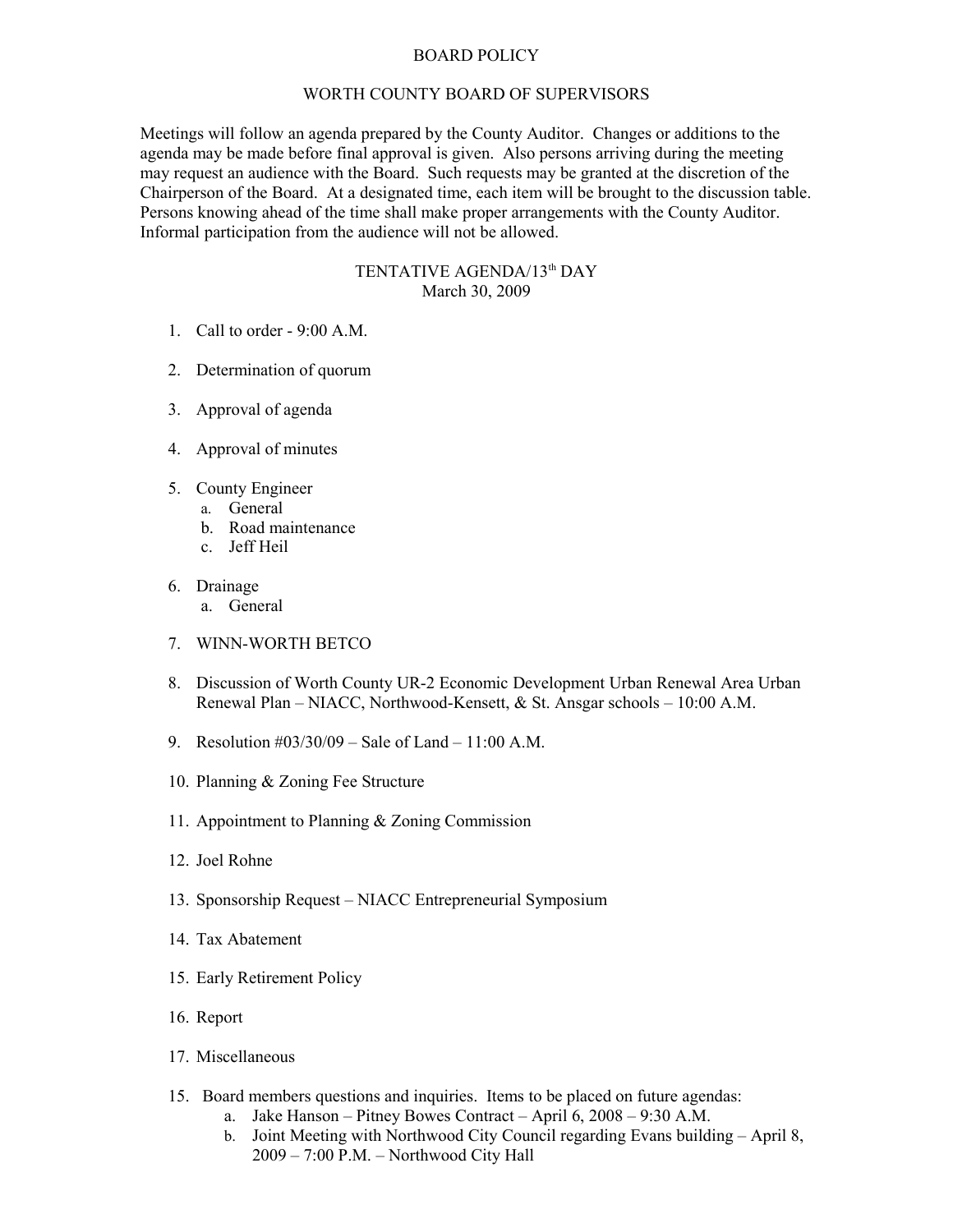# BOARD POLICY

## WORTH COUNTY BOARD OF SUPERVISORS

Meetings will follow an agenda prepared by the County Auditor. Changes or additions to the agenda may be made before final approval is given. Also persons arriving during the meeting may request an audience with the Board. Such requests may be granted at the discretion of the Chairperson of the Board. At a designated time, each item will be brought to the discussion table. Persons knowing ahead of the time shall make proper arrangements with the County Auditor. Informal participation from the audience will not be allowed.

## TENTATIVE AGENDA/13th DAY
March 30, 2009

1. Call to order - 9:00 A.M.

2. Determination of quorum

3. Approval of agenda

4. Approval of minutes

5. County Engineer
   a. General
   b. Road maintenance
   c. Jeff Heil

6. Drainage
   a. General

7. WINN-WORTH BETCO

8. Discussion of Worth County UR-2 Economic Development Urban Renewal Area Urban Renewal Plan – NIACC, Northwood-Kensett, & St. Ansgar schools – 10:00 A.M.

9. Resolution #03/30/09 – Sale of Land – 11:00 A.M.

10. Planning & Zoning Fee Structure

11. Appointment to Planning & Zoning Commission

12. Joel Rohne

13. Sponsorship Request – NIACC Entrepreneurial Symposium

14. Tax Abatement

15. Early Retirement Policy

16. Report

17. Miscellaneous

15. Board members questions and inquiries. Items to be placed on future agendas:
    a. Jake Hanson – Pitney Bowes Contract – April 6, 2008 – 9:30 A.M.
    b. Joint Meeting with Northwood City Council regarding Evans building – April 8, 2009 – 7:00 P.M. – Northwood City Hall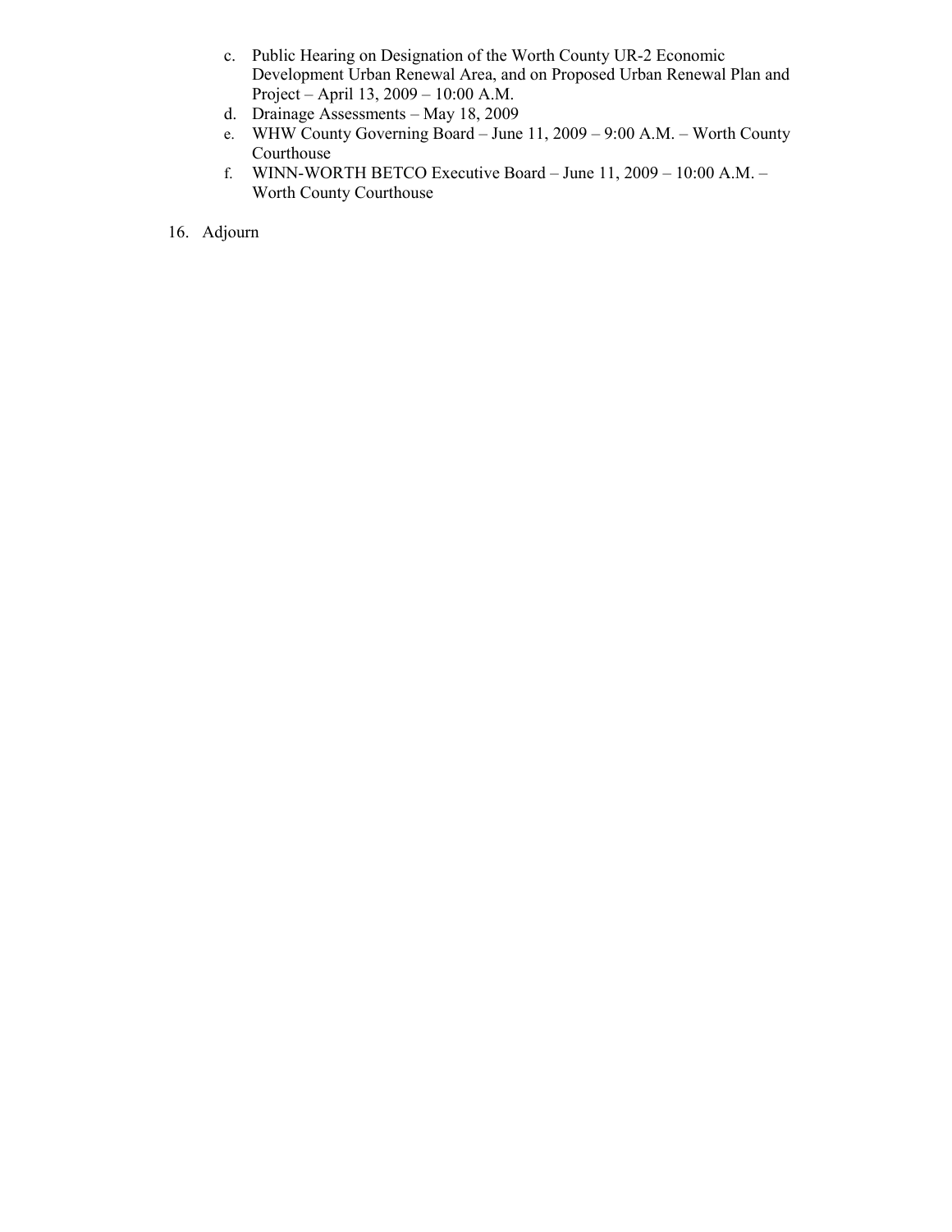c. Public Hearing on Designation of the Worth County UR-2 Economic Development Urban Renewal Area, and on Proposed Urban Renewal Plan and Project – April 13, 2009 – 10:00 A.M.
d. Drainage Assessments – May 18, 2009
e. WHW County Governing Board – June 11, 2009 – 9:00 A.M. – Worth County Courthouse
f. WINN-WORTH BETCO Executive Board – June 11, 2009 – 10:00 A.M. – Worth County Courthouse

16. Adjourn